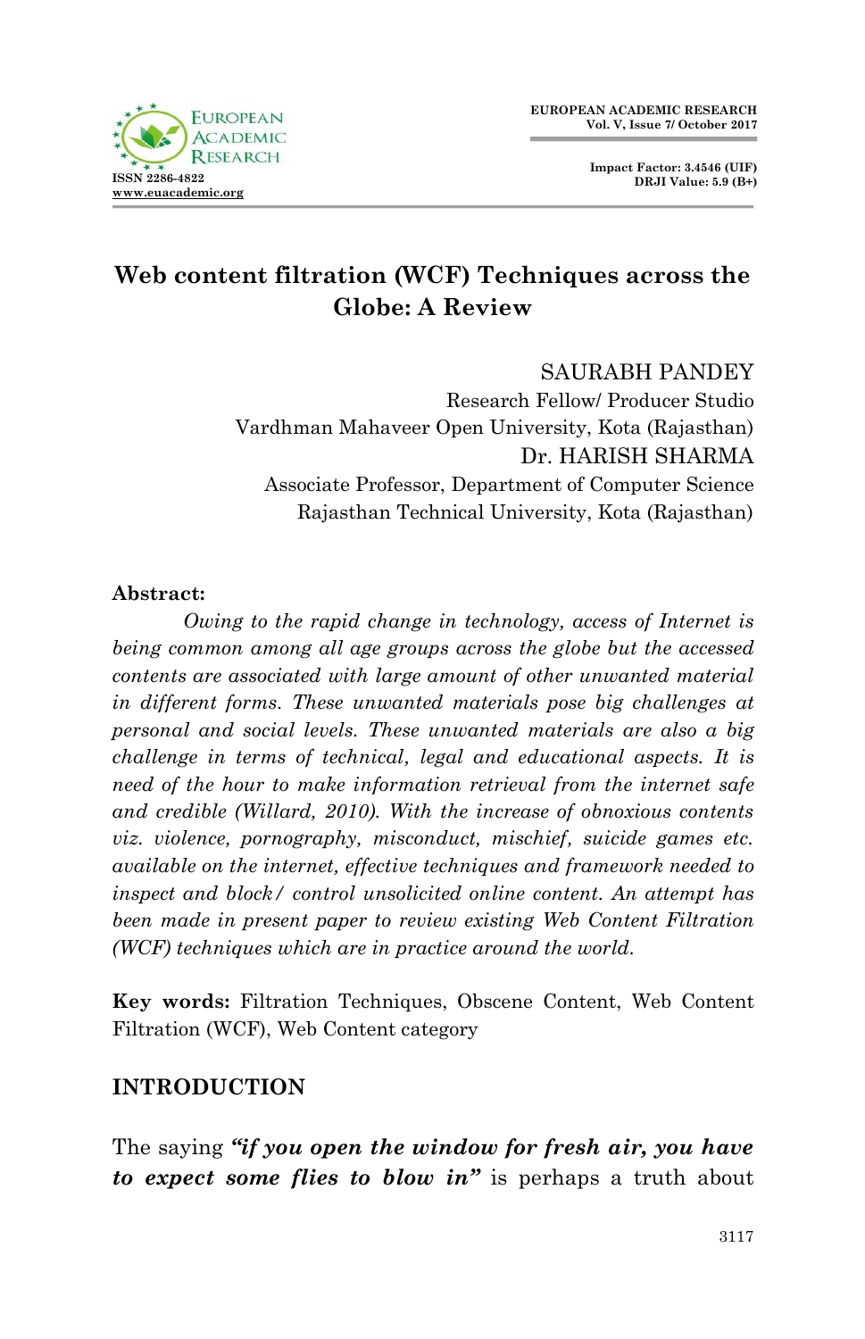# Web content filtration (WCF) Techniques across the Globe: A Review

SAURABH PANDEY
Research Fellow/ Producer Studio
Vardhman Mahaveer Open University, Kota (Rajasthan)

Dr. HARISH SHARMA
Associate Professor, Department of Computer Science
Rajasthan Technical University, Kota (Rajasthan)

**Abstract:**

*Owing to the rapid change in technology, access of Internet is being common among all age groups across the globe but the accessed contents are associated with large amount of other unwanted material in different forms. These unwanted materials pose big challenges at personal and social levels. These unwanted materials are also a big challenge in terms of technical, legal and educational aspects. It is need of the hour to make information retrieval from the internet safe and credible (Willard, 2010). With the increase of obnoxious contents viz. violence, pornography, misconduct, mischief, suicide games etc. available on the internet, effective techniques and framework needed to inspect and block/ control unsolicited online content. An attempt has been made in present paper to review existing Web Content Filtration (WCF) techniques which are in practice around the world.*

**Key words:** Filtration Techniques, Obscene Content, Web Content Filtration (WCF), Web Content category

## INTRODUCTION

The saying ***"if you open the window for fresh air, you have to expect some flies to blow in"*** is perhaps a truth about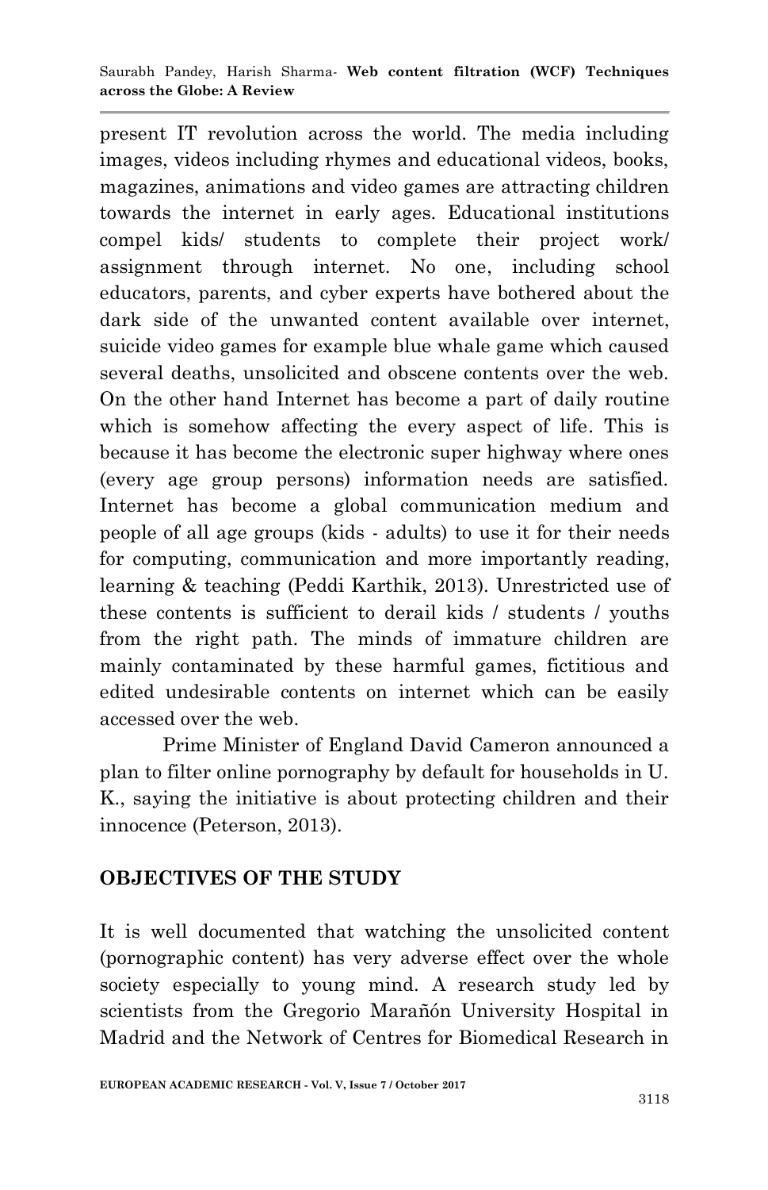present IT revolution across the world. The media including images, videos including rhymes and educational videos, books, magazines, animations and video games are attracting children towards the internet in early ages. Educational institutions compel kids/ students to complete their project work/ assignment through internet. No one, including school educators, parents, and cyber experts have bothered about the dark side of the unwanted content available over internet, suicide video games for example blue whale game which caused several deaths, unsolicited and obscene contents over the web. On the other hand Internet has become a part of daily routine which is somehow affecting the every aspect of life. This is because it has become the electronic super highway where ones (every age group persons) information needs are satisfied. Internet has become a global communication medium and people of all age groups (kids - adults) to use it for their needs for computing, communication and more importantly reading, learning & teaching (Peddi Karthik, 2013). Unrestricted use of these contents is sufficient to derail kids / students / youths from the right path. The minds of immature children are mainly contaminated by these harmful games, fictitious and edited undesirable contents on internet which can be easily accessed over the web.

Prime Minister of England David Cameron announced a plan to filter online pornography by default for households in U. K., saying the initiative is about protecting children and their innocence (Peterson, 2013).

## OBJECTIVES OF THE STUDY

It is well documented that watching the unsolicited content (pornographic content) has very adverse effect over the whole society especially to young mind. A research study led by scientists from the Gregorio Marañón University Hospital in Madrid and the Network of Centres for Biomedical Research in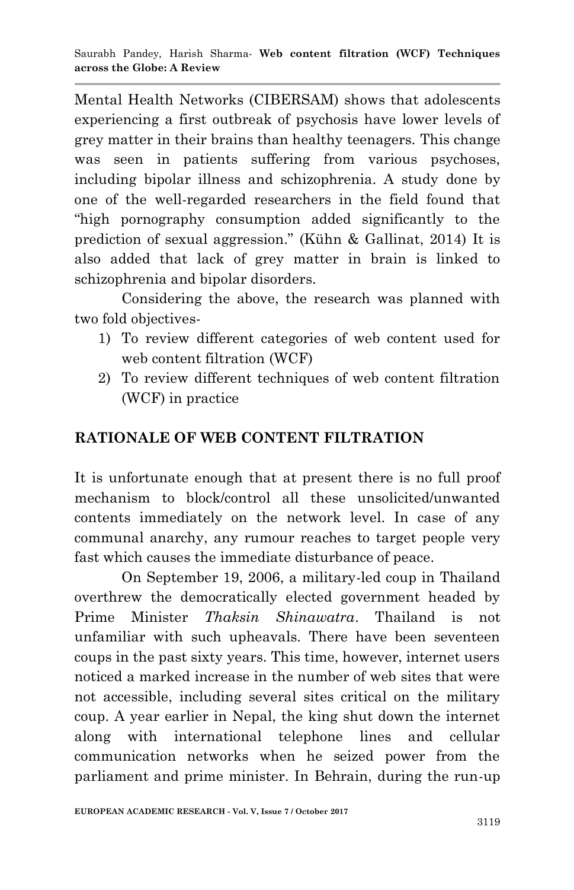Mental Health Networks (CIBERSAM) shows that adolescents experiencing a first outbreak of psychosis have lower levels of grey matter in their brains than healthy teenagers. This change was seen in patients suffering from various psychoses, including bipolar illness and schizophrenia. A study done by one of the well-regarded researchers in the field found that "high pornography consumption added significantly to the prediction of sexual aggression." (Kühn & Gallinat, 2014) It is also added that lack of grey matter in brain is linked to schizophrenia and bipolar disorders.

Considering the above, the research was planned with two fold objectives-

1) To review different categories of web content used for web content filtration (WCF)
2) To review different techniques of web content filtration (WCF) in practice

## RATIONALE OF WEB CONTENT FILTRATION

It is unfortunate enough that at present there is no full proof mechanism to block/control all these unsolicited/unwanted contents immediately on the network level. In case of any communal anarchy, any rumour reaches to target people very fast which causes the immediate disturbance of peace.

On September 19, 2006, a military-led coup in Thailand overthrew the democratically elected government headed by Prime Minister *Thaksin Shinawatra*. Thailand is not unfamiliar with such upheavals. There have been seventeen coups in the past sixty years. This time, however, internet users noticed a marked increase in the number of web sites that were not accessible, including several sites critical on the military coup. A year earlier in Nepal, the king shut down the internet along with international telephone lines and cellular communication networks when he seized power from the parliament and prime minister. In Behrain, during the run-up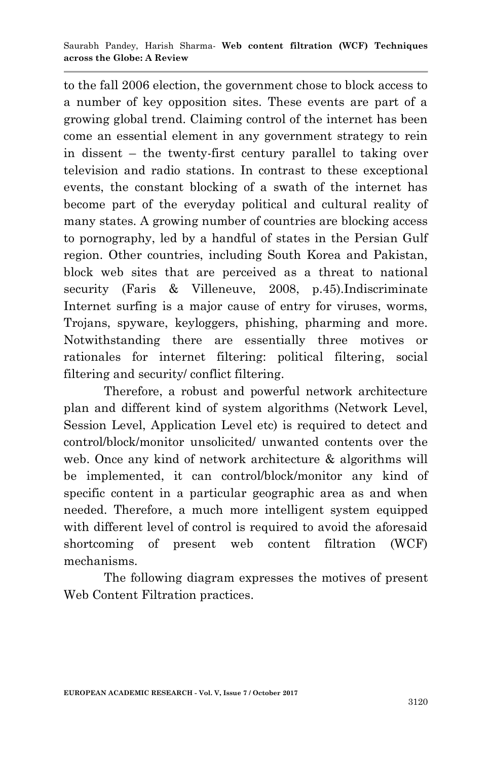to the fall 2006 election, the government chose to block access to a number of key opposition sites. These events are part of a growing global trend. Claiming control of the internet has been come an essential element in any government strategy to rein in dissent – the twenty-first century parallel to taking over television and radio stations. In contrast to these exceptional events, the constant blocking of a swath of the internet has become part of the everyday political and cultural reality of many states. A growing number of countries are blocking access to pornography, led by a handful of states in the Persian Gulf region. Other countries, including South Korea and Pakistan, block web sites that are perceived as a threat to national security (Faris & Villeneuve, 2008, p.45).Indiscriminate Internet surfing is a major cause of entry for viruses, worms, Trojans, spyware, keyloggers, phishing, pharming and more. Notwithstanding there are essentially three motives or rationales for internet filtering: political filtering, social filtering and security/ conflict filtering.

Therefore, a robust and powerful network architecture plan and different kind of system algorithms (Network Level, Session Level, Application Level etc) is required to detect and control/block/monitor unsolicited/ unwanted contents over the web. Once any kind of network architecture & algorithms will be implemented, it can control/block/monitor any kind of specific content in a particular geographic area as and when needed. Therefore, a much more intelligent system equipped with different level of control is required to avoid the aforesaid shortcoming of present web content filtration (WCF) mechanisms.

The following diagram expresses the motives of present Web Content Filtration practices.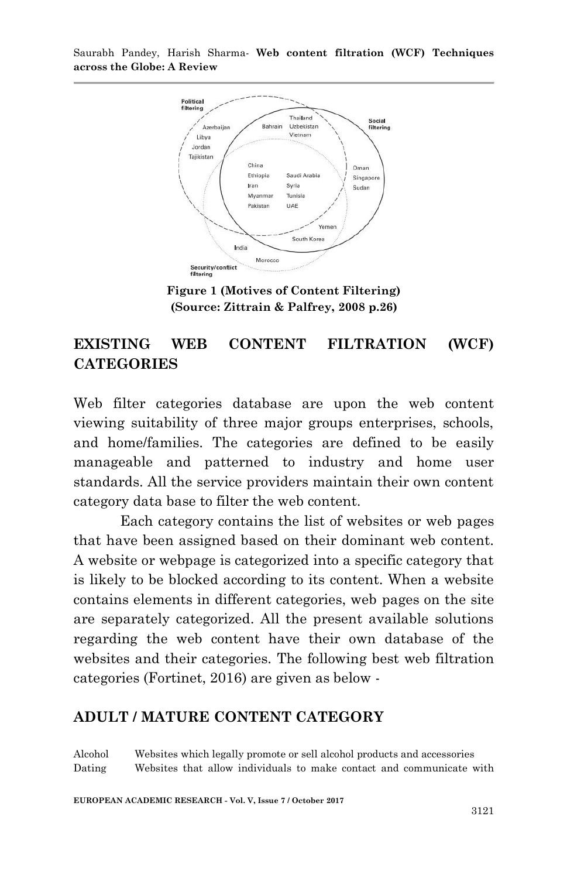Figure 1 (Motives of Content Filtering)
(Source: Zittrain & Palfrey, 2008 p.26)

## EXISTING WEB CONTENT FILTRATION (WCF) CATEGORIES

Web filter categories database are upon the web content viewing suitability of three major groups enterprises, schools, and home/families. The categories are defined to be easily manageable and patterned to industry and home user standards. All the service providers maintain their own content category data base to filter the web content.

Each category contains the list of websites or web pages that have been assigned based on their dominant web content. A website or webpage is categorized into a specific category that is likely to be blocked according to its content. When a website contains elements in different categories, web pages on the site are separately categorized. All the present available solutions regarding the web content have their own database of the websites and their categories. The following best web filtration categories (Fortinet, 2016) are given as below -

## ADULT / MATURE CONTENT CATEGORY

| | |
|---|---|
| Alcohol | Websites which legally promote or sell alcohol products and accessories |
| Dating | Websites that allow individuals to make contact and communicate with |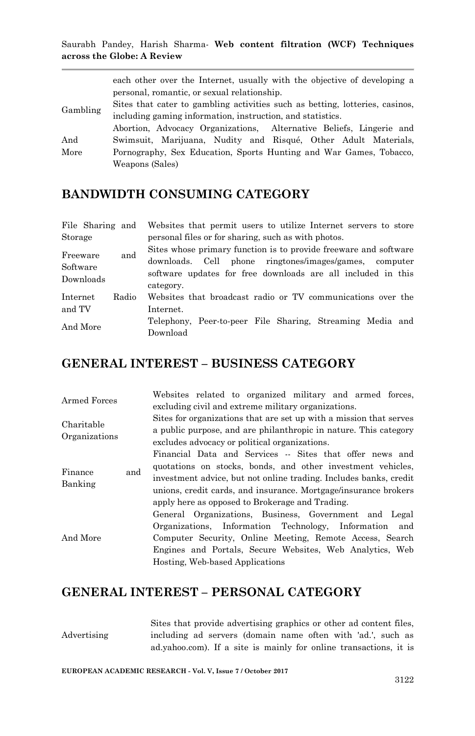| | |
|---|---|
| | each other over the Internet, usually with the objective of developing a personal, romantic, or sexual relationship. |
| Gambling | Sites that cater to gambling activities such as betting, lotteries, casinos, including gaming information, instruction, and statistics. |
| And More | Abortion, Advocacy Organizations, Alternative Beliefs, Lingerie and Swimsuit, Marijuana, Nudity and Risqué, Other Adult Materials, Pornography, Sex Education, Sports Hunting and War Games, Tobacco, Weapons (Sales) |

## BANDWIDTH CONSUMING CATEGORY

| | |
|---|---|
| File Sharing and Storage | Websites that permit users to utilize Internet servers to store personal files or for sharing, such as with photos. |
| Freeware and Software Downloads | Sites whose primary function is to provide freeware and software downloads. Cell phone ringtones/images/games, computer software updates for free downloads are all included in this category. |
| Internet Radio and TV | Websites that broadcast radio or TV communications over the Internet. |
| And More | Telephony, Peer-to-peer File Sharing, Streaming Media and Download |

## GENERAL INTEREST – BUSINESS CATEGORY

| | |
|---|---|
| Armed Forces | Websites related to organized military and armed forces, excluding civil and extreme military organizations. |
| Charitable Organizations | Sites for organizations that are set up with a mission that serves a public purpose, and are philanthropic in nature. This category excludes advocacy or political organizations. |
| Finance and Banking | Financial Data and Services -- Sites that offer news and quotations on stocks, bonds, and other investment vehicles, investment advice, but not online trading. Includes banks, credit unions, credit cards, and insurance. Mortgage/insurance brokers apply here as opposed to Brokerage and Trading. |
| And More | General Organizations, Business, Government and Legal Organizations, Information Technology, Information and Computer Security, Online Meeting, Remote Access, Search Engines and Portals, Secure Websites, Web Analytics, Web Hosting, Web-based Applications |

## GENERAL INTEREST – PERSONAL CATEGORY

| | |
|---|---|
| Advertising | Sites that provide advertising graphics or other ad content files, including ad servers (domain name often with 'ad.', such as ad.yahoo.com). If a site is mainly for online transactions, it is |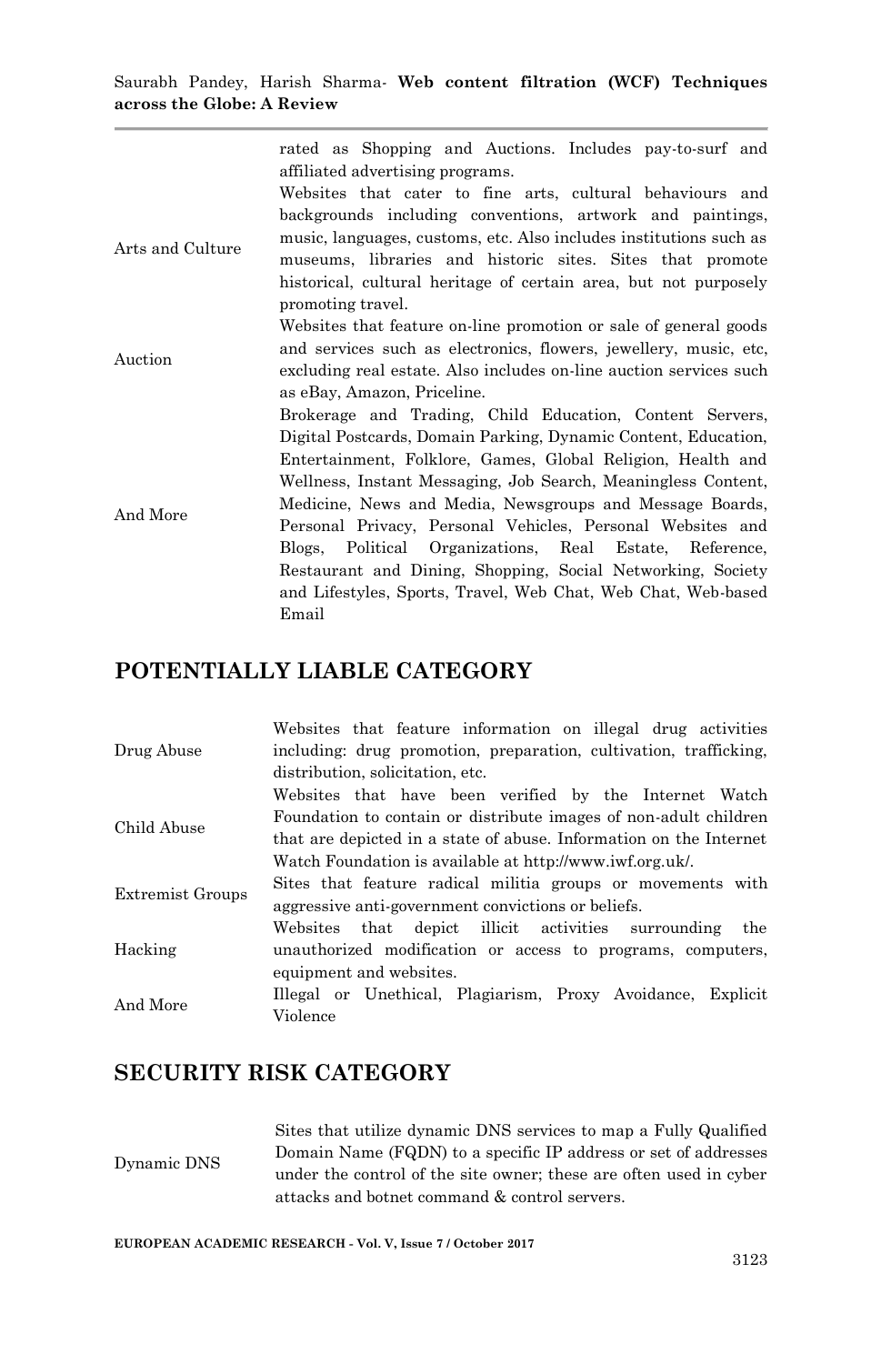| | |
|---|---|
| | rated as Shopping and Auctions. Includes pay-to-surf and affiliated advertising programs. |
| Arts and Culture | Websites that cater to fine arts, cultural behaviours and backgrounds including conventions, artwork and paintings, music, languages, customs, etc. Also includes institutions such as museums, libraries and historic sites. Sites that promote historical, cultural heritage of certain area, but not purposely promoting travel. |
| Auction | Websites that feature on-line promotion or sale of general goods and services such as electronics, flowers, jewellery, music, etc, excluding real estate. Also includes on-line auction services such as eBay, Amazon, Priceline. |
| And More | Brokerage and Trading, Child Education, Content Servers, Digital Postcards, Domain Parking, Dynamic Content, Education, Entertainment, Folklore, Games, Global Religion, Health and Wellness, Instant Messaging, Job Search, Meaningless Content, Medicine, News and Media, Newsgroups and Message Boards, Personal Privacy, Personal Vehicles, Personal Websites and Blogs, Political Organizations, Real Estate, Reference, Restaurant and Dining, Shopping, Social Networking, Society and Lifestyles, Sports, Travel, Web Chat, Web Chat, Web-based Email |

## POTENTIALLY LIABLE CATEGORY

| | |
|---|---|
| Drug Abuse | Websites that feature information on illegal drug activities including: drug promotion, preparation, cultivation, trafficking, distribution, solicitation, etc. |
| Child Abuse | Websites that have been verified by the Internet Watch Foundation to contain or distribute images of non-adult children that are depicted in a state of abuse. Information on the Internet Watch Foundation is available at http://www.iwf.org.uk/. |
| Extremist Groups | Sites that feature radical militia groups or movements with aggressive anti-government convictions or beliefs. |
| Hacking | Websites that depict illicit activities surrounding the unauthorized modification or access to programs, computers, equipment and websites. |
| And More | Illegal or Unethical, Plagiarism, Proxy Avoidance, Explicit Violence |

## SECURITY RISK CATEGORY

| | |
|---|---|
| Dynamic DNS | Sites that utilize dynamic DNS services to map a Fully Qualified Domain Name (FQDN) to a specific IP address or set of addresses under the control of the site owner; these are often used in cyber attacks and botnet command & control servers. |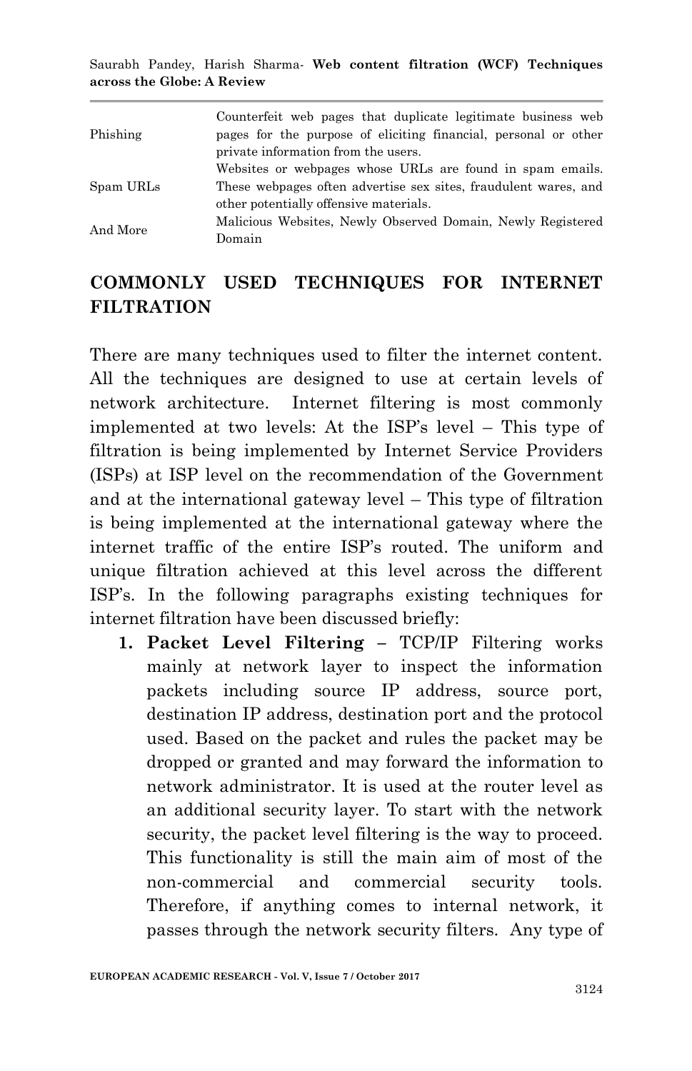| | |
|---|---|
| Phishing | Counterfeit web pages that duplicate legitimate business web pages for the purpose of eliciting financial, personal or other private information from the users. |
| Spam URLs | Websites or webpages whose URLs are found in spam emails. These webpages often advertise sex sites, fraudulent wares, and other potentially offensive materials. |
| And More | Malicious Websites, Newly Observed Domain, Newly Registered Domain |

## COMMONLY USED TECHNIQUES FOR INTERNET FILTRATION

There are many techniques used to filter the internet content. All the techniques are designed to use at certain levels of network architecture. Internet filtering is most commonly implemented at two levels: At the ISP's level – This type of filtration is being implemented by Internet Service Providers (ISPs) at ISP level on the recommendation of the Government and at the international gateway level – This type of filtration is being implemented at the international gateway where the internet traffic of the entire ISP's routed. The uniform and unique filtration achieved at this level across the different ISP's. In the following paragraphs existing techniques for internet filtration have been discussed briefly:

1. **Packet Level Filtering** – TCP/IP Filtering works mainly at network layer to inspect the information packets including source IP address, source port, destination IP address, destination port and the protocol used. Based on the packet and rules the packet may be dropped or granted and may forward the information to network administrator. It is used at the router level as an additional security layer. To start with the network security, the packet level filtering is the way to proceed. This functionality is still the main aim of most of the non-commercial and commercial security tools. Therefore, if anything comes to internal network, it passes through the network security filters. Any type of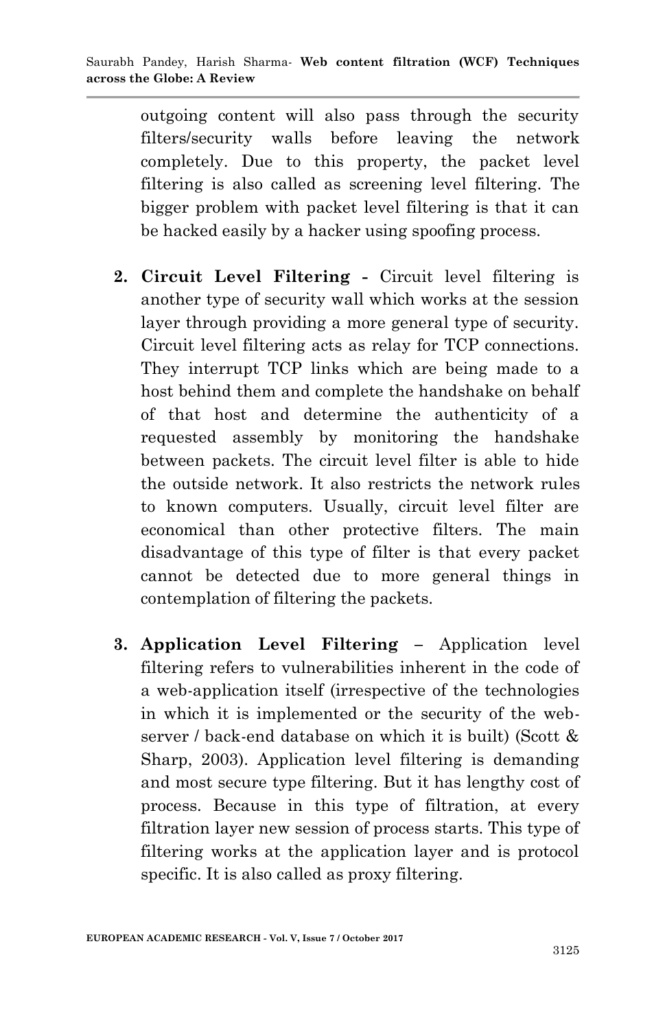outgoing content will also pass through the security filters/security walls before leaving the network completely. Due to this property, the packet level filtering is also called as screening level filtering. The bigger problem with packet level filtering is that it can be hacked easily by a hacker using spoofing process.

2. **Circuit Level Filtering -** Circuit level filtering is another type of security wall which works at the session layer through providing a more general type of security. Circuit level filtering acts as relay for TCP connections. They interrupt TCP links which are being made to a host behind them and complete the handshake on behalf of that host and determine the authenticity of a requested assembly by monitoring the handshake between packets. The circuit level filter is able to hide the outside network. It also restricts the network rules to known computers. Usually, circuit level filter are economical than other protective filters. The main disadvantage of this type of filter is that every packet cannot be detected due to more general things in contemplation of filtering the packets.

3. **Application Level Filtering –** Application level filtering refers to vulnerabilities inherent in the code of a web-application itself (irrespective of the technologies in which it is implemented or the security of the web-server / back-end database on which it is built) (Scott & Sharp, 2003). Application level filtering is demanding and most secure type filtering. But it has lengthy cost of process. Because in this type of filtration, at every filtration layer new session of process starts. This type of filtering works at the application layer and is protocol specific. It is also called as proxy filtering.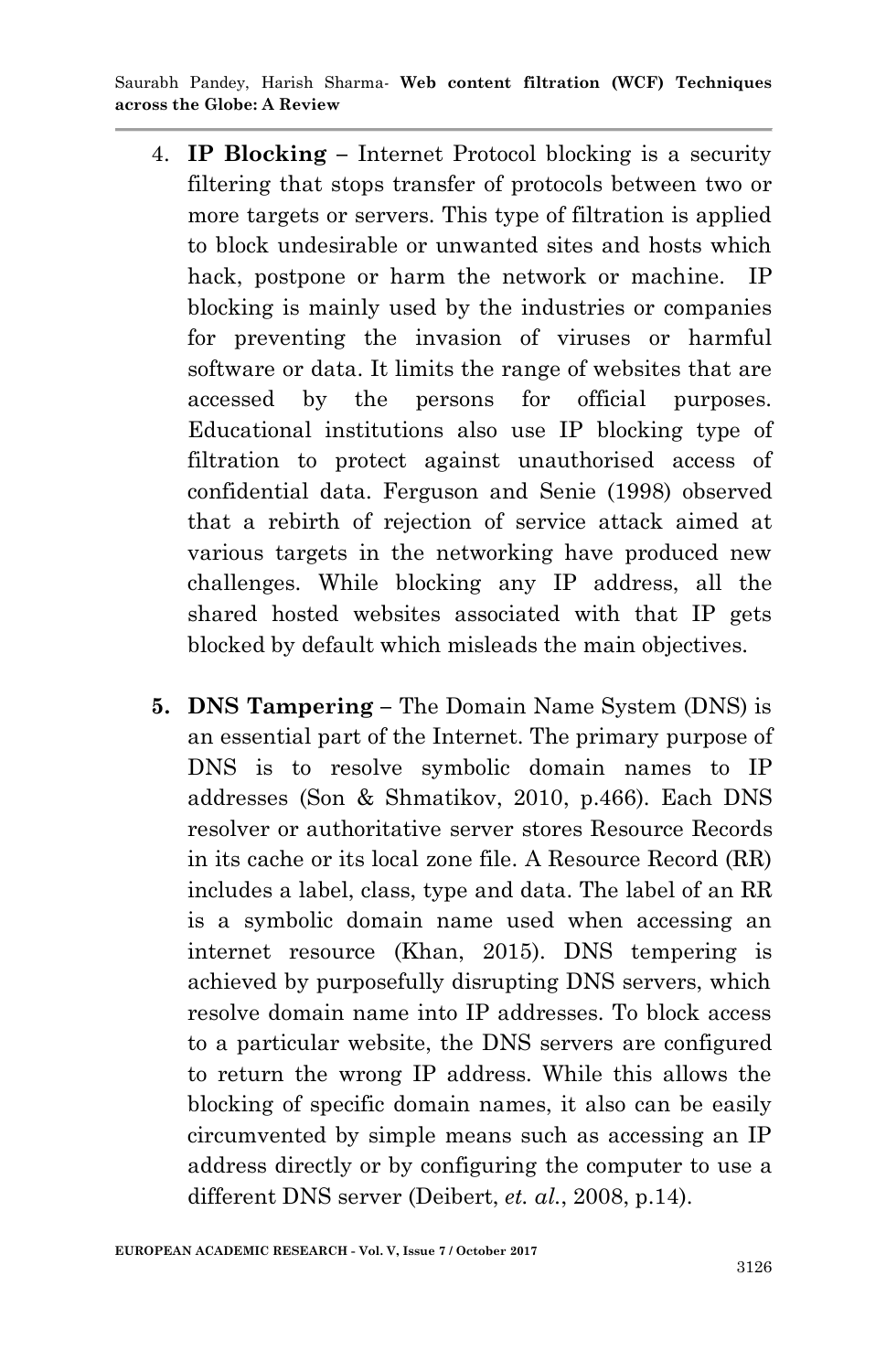4. **IP Blocking –** Internet Protocol blocking is a security filtering that stops transfer of protocols between two or more targets or servers. This type of filtration is applied to block undesirable or unwanted sites and hosts which hack, postpone or harm the network or machine. IP blocking is mainly used by the industries or companies for preventing the invasion of viruses or harmful software or data. It limits the range of websites that are accessed by the persons for official purposes. Educational institutions also use IP blocking type of filtration to protect against unauthorised access of confidential data. Ferguson and Senie (1998) observed that a rebirth of rejection of service attack aimed at various targets in the networking have produced new challenges. While blocking any IP address, all the shared hosted websites associated with that IP gets blocked by default which misleads the main objectives.

5. **DNS Tampering –** The Domain Name System (DNS) is an essential part of the Internet. The primary purpose of DNS is to resolve symbolic domain names to IP addresses (Son & Shmatikov, 2010, p.466). Each DNS resolver or authoritative server stores Resource Records in its cache or its local zone file. A Resource Record (RR) includes a label, class, type and data. The label of an RR is a symbolic domain name used when accessing an internet resource (Khan, 2015). DNS tempering is achieved by purposefully disrupting DNS servers, which resolve domain name into IP addresses. To block access to a particular website, the DNS servers are configured to return the wrong IP address. While this allows the blocking of specific domain names, it also can be easily circumvented by simple means such as accessing an IP address directly or by configuring the computer to use a different DNS server (Deibert, *et. al.*, 2008, p.14).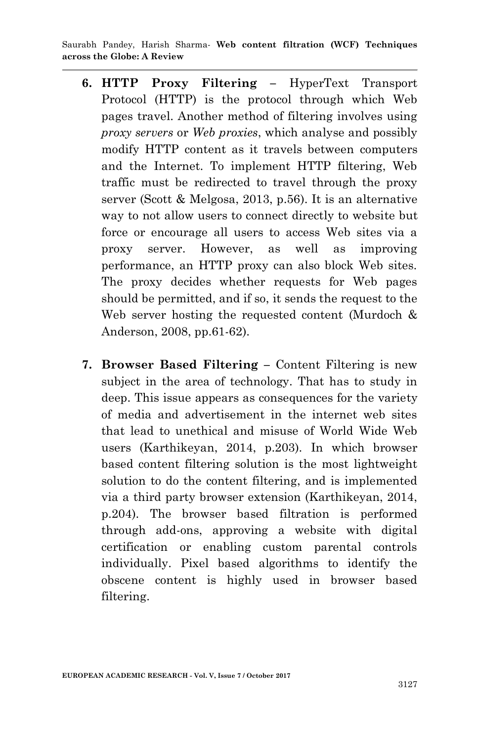6. **HTTP Proxy Filtering –** HyperText Transport Protocol (HTTP) is the protocol through which Web pages travel. Another method of filtering involves using *proxy servers* or *Web proxies*, which analyse and possibly modify HTTP content as it travels between computers and the Internet. To implement HTTP filtering, Web traffic must be redirected to travel through the proxy server (Scott & Melgosa, 2013, p.56). It is an alternative way to not allow users to connect directly to website but force or encourage all users to access Web sites via a proxy server. However, as well as improving performance, an HTTP proxy can also block Web sites. The proxy decides whether requests for Web pages should be permitted, and if so, it sends the request to the Web server hosting the requested content (Murdoch & Anderson, 2008, pp.61-62).

7. **Browser Based Filtering –** Content Filtering is new subject in the area of technology. That has to study in deep. This issue appears as consequences for the variety of media and advertisement in the internet web sites that lead to unethical and misuse of World Wide Web users (Karthikeyan, 2014, p.203). In which browser based content filtering solution is the most lightweight solution to do the content filtering, and is implemented via a third party browser extension (Karthikeyan, 2014, p.204). The browser based filtration is performed through add-ons, approving a website with digital certification or enabling custom parental controls individually. Pixel based algorithms to identify the obscene content is highly used in browser based filtering.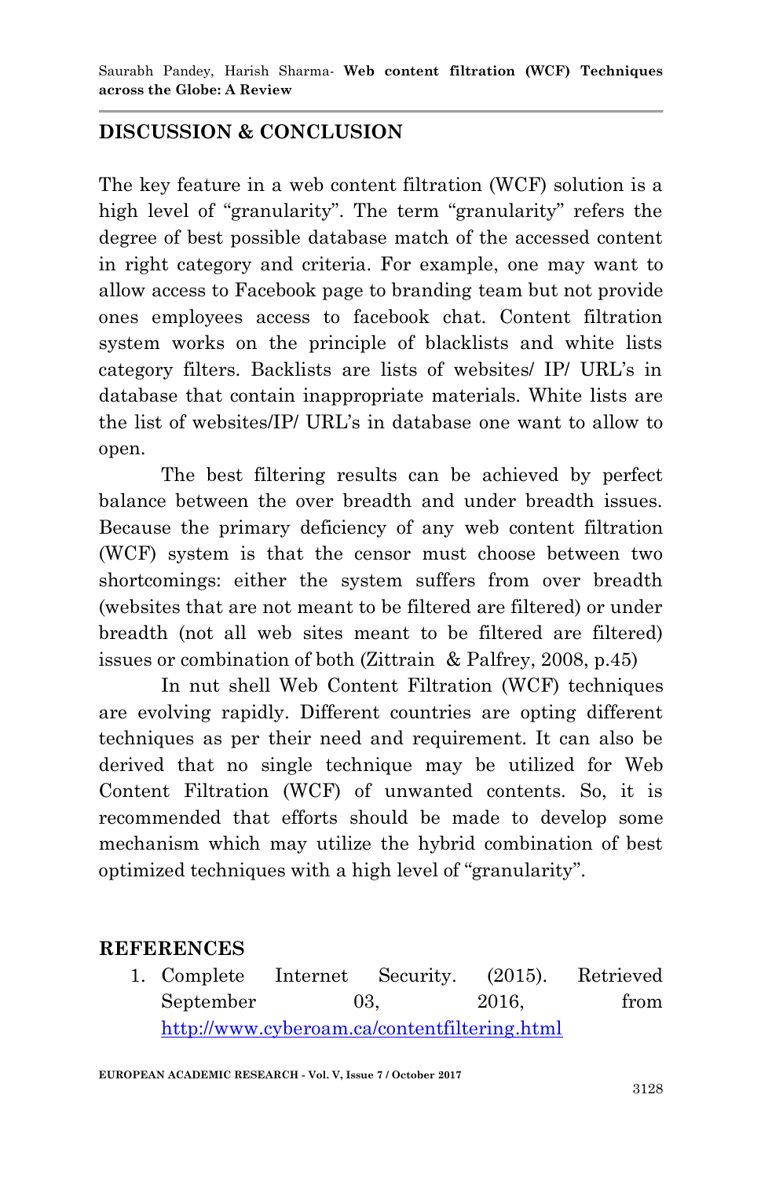## DISCUSSION & CONCLUSION

The key feature in a web content filtration (WCF) solution is a high level of "granularity". The term "granularity" refers the degree of best possible database match of the accessed content in right category and criteria. For example, one may want to allow access to Facebook page to branding team but not provide ones employees access to facebook chat. Content filtration system works on the principle of blacklists and white lists category filters. Backlists are lists of websites/ IP/ URL's in database that contain inappropriate materials. White lists are the list of websites/IP/ URL's in database one want to allow to open.

The best filtering results can be achieved by perfect balance between the over breadth and under breadth issues. Because the primary deficiency of any web content filtration (WCF) system is that the censor must choose between two shortcomings: either the system suffers from over breadth (websites that are not meant to be filtered are filtered) or under breadth (not all web sites meant to be filtered are filtered) issues or combination of both (Zittrain & Palfrey, 2008, p.45)

In nut shell Web Content Filtration (WCF) techniques are evolving rapidly. Different countries are opting different techniques as per their need and requirement. It can also be derived that no single technique may be utilized for Web Content Filtration (WCF) of unwanted contents. So, it is recommended that efforts should be made to develop some mechanism which may utilize the hybrid combination of best optimized techniques with a high level of "granularity".

## REFERENCES

1. Complete Internet Security. (2015). Retrieved September 03, 2016, from http://www.cyberoam.ca/contentfiltering.html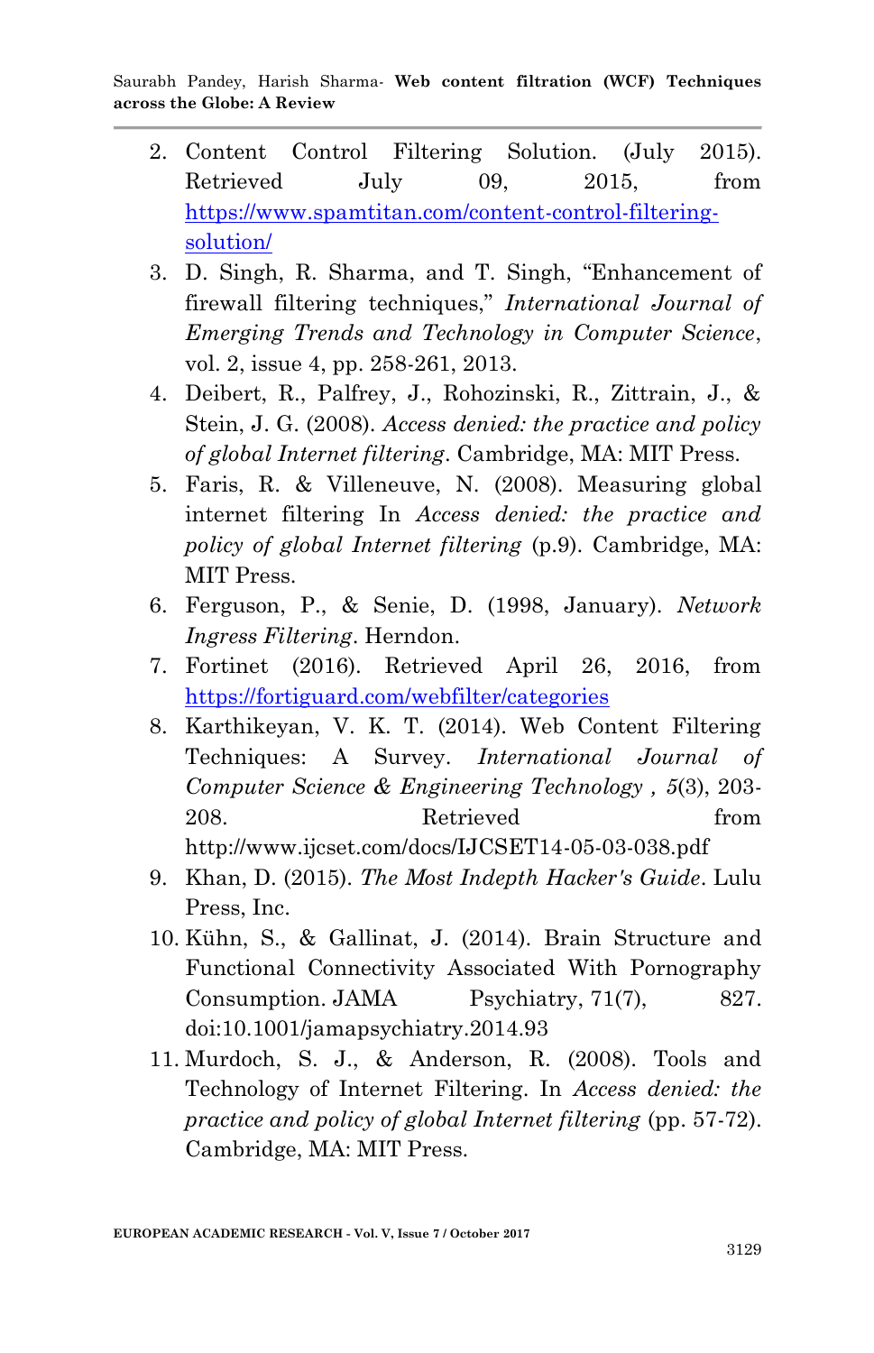2. Content Control Filtering Solution. (July 2015). Retrieved July 09, 2015, from https://www.spamtitan.com/content-control-filtering-solution/
3. D. Singh, R. Sharma, and T. Singh, "Enhancement of firewall filtering techniques," *International Journal of Emerging Trends and Technology in Computer Science*, vol. 2, issue 4, pp. 258-261, 2013.
4. Deibert, R., Palfrey, J., Rohozinski, R., Zittrain, J., & Stein, J. G. (2008). *Access denied: the practice and policy of global Internet filtering*. Cambridge, MA: MIT Press.
5. Faris, R. & Villeneuve, N. (2008). Measuring global internet filtering In *Access denied: the practice and policy of global Internet filtering* (p.9). Cambridge, MA: MIT Press.
6. Ferguson, P., & Senie, D. (1998, January). *Network Ingress Filtering*. Herndon.
7. Fortinet (2016). Retrieved April 26, 2016, from https://fortiguard.com/webfilter/categories
8. Karthikeyan, V. K. T. (2014). Web Content Filtering Techniques: A Survey. *International Journal of Computer Science & Engineering Technology* , *5*(3), 203-208. Retrieved from http://www.ijcset.com/docs/IJCSET14-05-03-038.pdf
9. Khan, D. (2015). *The Most Indepth Hacker's Guide*. Lulu Press, Inc.
10. Kühn, S., & Gallinat, J. (2014). Brain Structure and Functional Connectivity Associated With Pornography Consumption. JAMA Psychiatry, 71(7), 827. doi:10.1001/jamapsychiatry.2014.93
11. Murdoch, S. J., & Anderson, R. (2008). Tools and Technology of Internet Filtering. In *Access denied: the practice and policy of global Internet filtering* (pp. 57-72). Cambridge, MA: MIT Press.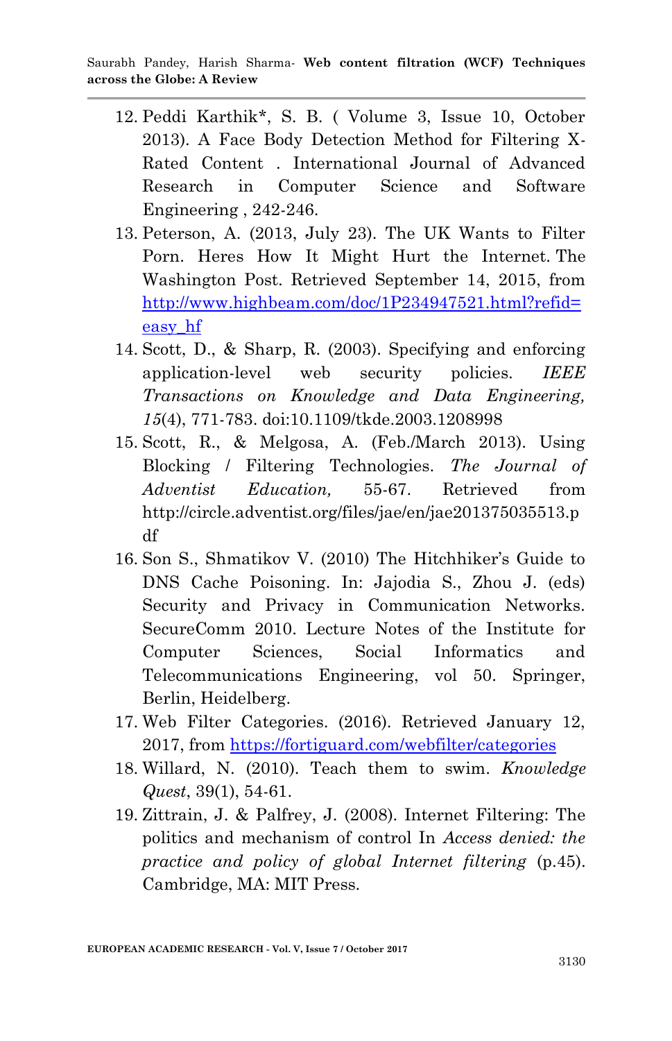12. Peddi Karthik*, S. B. ( Volume 3, Issue 10, October 2013). A Face Body Detection Method for Filtering X-Rated Content . International Journal of Advanced Research in Computer Science and Software Engineering , 242-246.
13. Peterson, A. (2013, July 23). The UK Wants to Filter Porn. Heres How It Might Hurt the Internet. The Washington Post. Retrieved September 14, 2015, from [http://www.highbeam.com/doc/1P234947521.html?refid=easy_hf](http://www.highbeam.com/doc/1P234947521.html?refid=easy_hf)
14. Scott, D., & Sharp, R. (2003). Specifying and enforcing application-level web security policies. *IEEE Transactions on Knowledge and Data Engineering, 15*(4), 771-783. doi:10.1109/tkde.2003.1208998
15. Scott, R., & Melgosa, A. (Feb./March 2013). Using Blocking / Filtering Technologies. *The Journal of Adventist Education,* 55-67. Retrieved from http://circle.adventist.org/files/jae/en/jae201375035513.pdf
16. Son S., Shmatikov V. (2010) The Hitchhiker's Guide to DNS Cache Poisoning. In: Jajodia S., Zhou J. (eds) Security and Privacy in Communication Networks. SecureComm 2010. Lecture Notes of the Institute for Computer Sciences, Social Informatics and Telecommunications Engineering, vol 50. Springer, Berlin, Heidelberg.
17. Web Filter Categories. (2016). Retrieved January 12, 2017, from [https://fortiguard.com/webfilter/categories](https://fortiguard.com/webfilter/categories)
18. Willard, N. (2010). Teach them to swim. *Knowledge Quest*, 39(1), 54-61.
19. Zittrain, J. & Palfrey, J. (2008). Internet Filtering: The politics and mechanism of control In *Access denied: the practice and policy of global Internet filtering* (p.45). Cambridge, MA: MIT Press.